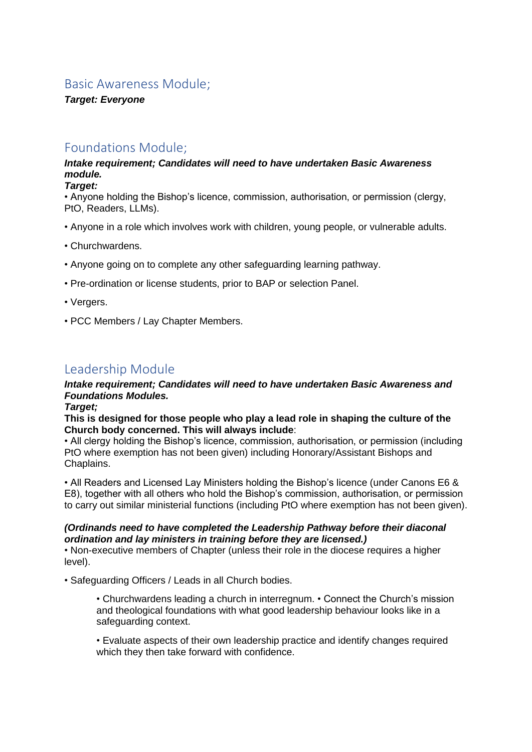## Basic Awareness Module;

***Target: Everyone***

## Foundations Module;

***Intake requirement; Candidates will need to have undertaken Basic Awareness module.***

***Target:***

- Anyone holding the Bishop's licence, commission, authorisation, or permission (clergy, PtO, Readers, LLMs).
- Anyone in a role which involves work with children, young people, or vulnerable adults.
- Churchwardens.
- Anyone going on to complete any other safeguarding learning pathway.
- Pre-ordination or license students, prior to BAP or selection Panel.
- Vergers.
- PCC Members / Lay Chapter Members.

## Leadership Module

***Intake requirement; Candidates will need to have undertaken Basic Awareness and Foundations Modules.***

***Target;***

**This is designed for those people who play a lead role in shaping the culture of the Church body concerned. This will always include**:

- All clergy holding the Bishop's licence, commission, authorisation, or permission (including PtO where exemption has not been given) including Honorary/Assistant Bishops and Chaplains.
- All Readers and Licensed Lay Ministers holding the Bishop's licence (under Canons E6 & E8), together with all others who hold the Bishop's commission, authorisation, or permission to carry out similar ministerial functions (including PtO where exemption has not been given).

***(Ordinands need to have completed the Leadership Pathway before their diaconal ordination and lay ministers in training before they are licensed.)***

- Non-executive members of Chapter (unless their role in the diocese requires a higher level).
- Safeguarding Officers / Leads in all Church bodies.
    - Churchwardens leading a church in interregnum. • Connect the Church's mission and theological foundations with what good leadership behaviour looks like in a safeguarding context.
    - Evaluate aspects of their own leadership practice and identify changes required which they then take forward with confidence.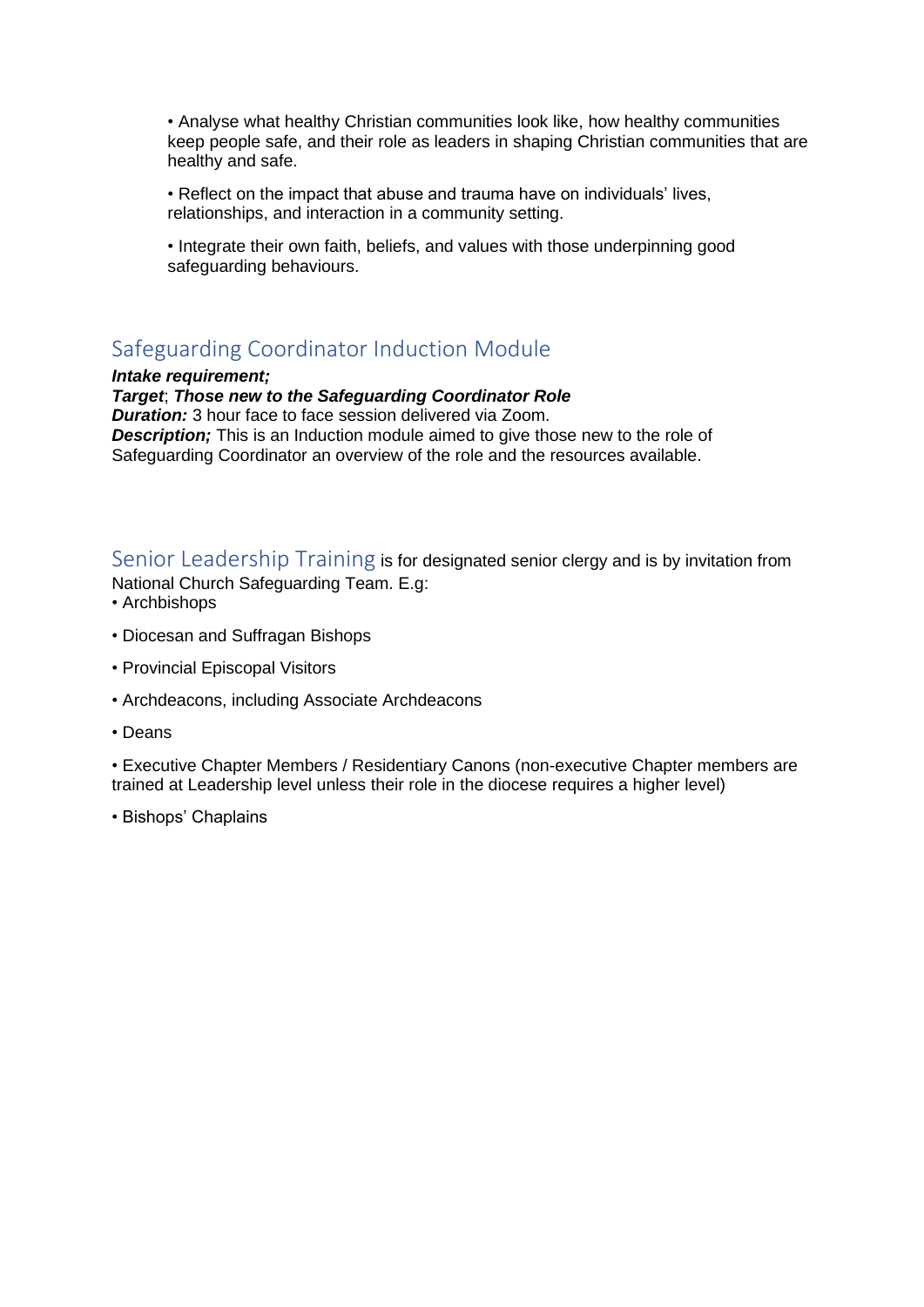- Analyse what healthy Christian communities look like, how healthy communities keep people safe, and their role as leaders in shaping Christian communities that are healthy and safe.
- Reflect on the impact that abuse and trauma have on individuals' lives, relationships, and interaction in a community setting.
- Integrate their own faith, beliefs, and values with those underpinning good safeguarding behaviours.

## Safeguarding Coordinator Induction Module

***Intake requirement;***
***Target*; *Those new to the Safeguarding Coordinator Role***
***Duration:*** 3 hour face to face session delivered via Zoom.
***Description;*** This is an Induction module aimed to give those new to the role of Safeguarding Coordinator an overview of the role and the resources available.

## Senior Leadership Training

is for designated senior clergy and is by invitation from National Church Safeguarding Team. E.g:

- Archbishops
- Diocesan and Suffragan Bishops
- Provincial Episcopal Visitors
- Archdeacons, including Associate Archdeacons
- Deans
- Executive Chapter Members / Residentiary Canons (non-executive Chapter members are trained at Leadership level unless their role in the diocese requires a higher level)
- Bishops' Chaplains